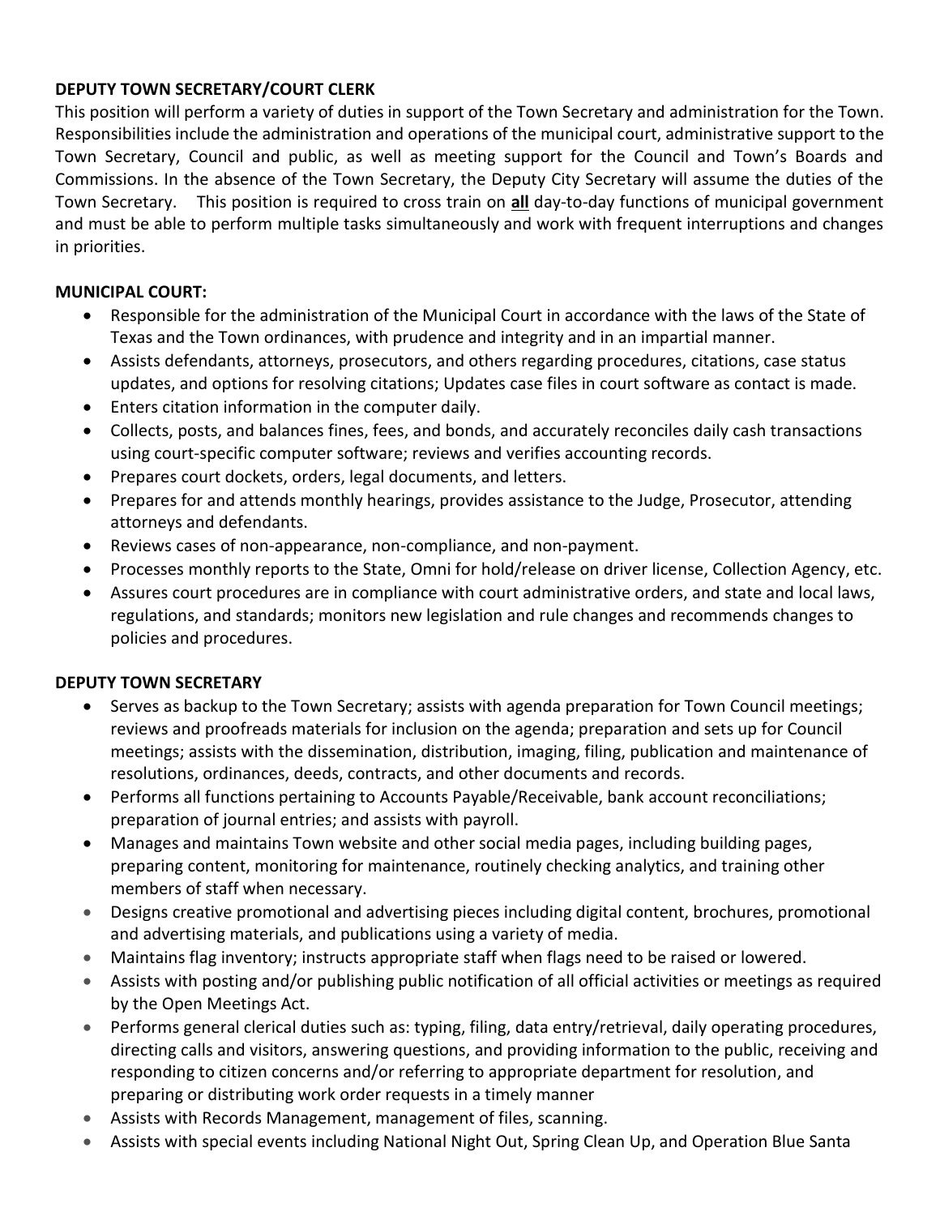**DEPUTY TOWN SECRETARY/COURT CLERK**

This position will perform a variety of duties in support of the Town Secretary and administration for the Town. Responsibilities include the administration and operations of the municipal court, administrative support to the Town Secretary, Council and public, as well as meeting support for the Council and Town's Boards and Commissions. In the absence of the Town Secretary, the Deputy City Secretary will assume the duties of the Town Secretary. This position is required to cross train on **<u>all</u>** day-to-day functions of municipal government and must be able to perform multiple tasks simultaneously and work with frequent interruptions and changes in priorities.

**MUNICIPAL COURT:**

- Responsible for the administration of the Municipal Court in accordance with the laws of the State of Texas and the Town ordinances, with prudence and integrity and in an impartial manner.
- Assists defendants, attorneys, prosecutors, and others regarding procedures, citations, case status updates, and options for resolving citations; Updates case files in court software as contact is made.
- Enters citation information in the computer daily.
- Collects, posts, and balances fines, fees, and bonds, and accurately reconciles daily cash transactions using court-specific computer software; reviews and verifies accounting records.
- Prepares court dockets, orders, legal documents, and letters.
- Prepares for and attends monthly hearings, provides assistance to the Judge, Prosecutor, attending attorneys and defendants.
- Reviews cases of non-appearance, non-compliance, and non-payment.
- Processes monthly reports to the State, Omni for hold/release on driver license, Collection Agency, etc.
- Assures court procedures are in compliance with court administrative orders, and state and local laws, regulations, and standards; monitors new legislation and rule changes and recommends changes to policies and procedures.

**DEPUTY TOWN SECRETARY**

- Serves as backup to the Town Secretary; assists with agenda preparation for Town Council meetings; reviews and proofreads materials for inclusion on the agenda; preparation and sets up for Council meetings; assists with the dissemination, distribution, imaging, filing, publication and maintenance of resolutions, ordinances, deeds, contracts, and other documents and records.
- Performs all functions pertaining to Accounts Payable/Receivable, bank account reconciliations; preparation of journal entries; and assists with payroll.
- Manages and maintains Town website and other social media pages, including building pages, preparing content, monitoring for maintenance, routinely checking analytics, and training other members of staff when necessary.
- Designs creative promotional and advertising pieces including digital content, brochures, promotional and advertising materials, and publications using a variety of media.
- Maintains flag inventory; instructs appropriate staff when flags need to be raised or lowered.
- Assists with posting and/or publishing public notification of all official activities or meetings as required by the Open Meetings Act.
- Performs general clerical duties such as: typing, filing, data entry/retrieval, daily operating procedures, directing calls and visitors, answering questions, and providing information to the public, receiving and responding to citizen concerns and/or referring to appropriate department for resolution, and preparing or distributing work order requests in a timely manner
- Assists with Records Management, management of files, scanning.
- Assists with special events including National Night Out, Spring Clean Up, and Operation Blue Santa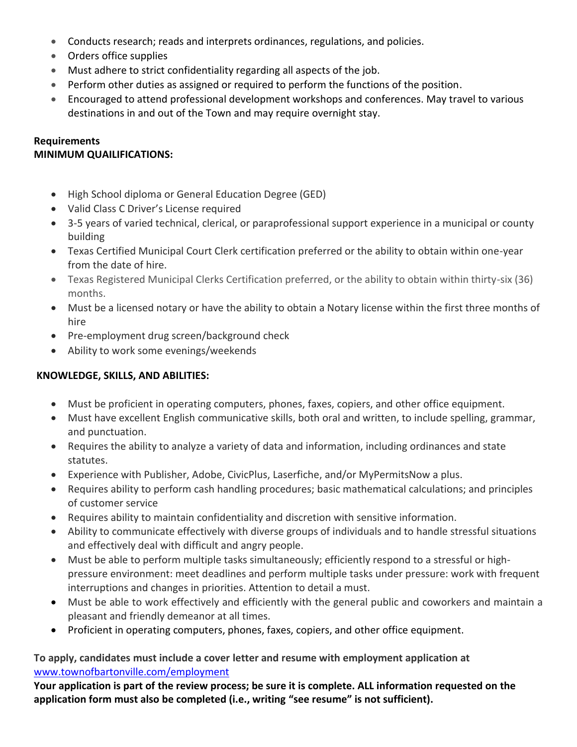- Conducts research; reads and interprets ordinances, regulations, and policies.
- Orders office supplies
- Must adhere to strict confidentiality regarding all aspects of the job.
- Perform other duties as assigned or required to perform the functions of the position.
- Encouraged to attend professional development workshops and conferences. May travel to various destinations in and out of the Town and may require overnight stay.

**Requirements**
**MINIMUM QUAILIFICATIONS:**

- High School diploma or General Education Degree (GED)
- Valid Class C Driver's License required
- 3-5 years of varied technical, clerical, or paraprofessional support experience in a municipal or county building
- Texas Certified Municipal Court Clerk certification preferred or the ability to obtain within one-year from the date of hire.
- Texas Registered Municipal Clerks Certification preferred, or the ability to obtain within thirty-six (36) months.
- Must be a licensed notary or have the ability to obtain a Notary license within the first three months of hire
- Pre-employment drug screen/background check
- Ability to work some evenings/weekends

**KNOWLEDGE, SKILLS, AND ABILITIES:**

- Must be proficient in operating computers, phones, faxes, copiers, and other office equipment.
- Must have excellent English communicative skills, both oral and written, to include spelling, grammar, and punctuation.
- Requires the ability to analyze a variety of data and information, including ordinances and state statutes.
- Experience with Publisher, Adobe, CivicPlus, Laserfiche, and/or MyPermitsNow a plus.
- Requires ability to perform cash handling procedures; basic mathematical calculations; and principles of customer service
- Requires ability to maintain confidentiality and discretion with sensitive information.
- Ability to communicate effectively with diverse groups of individuals and to handle stressful situations and effectively deal with difficult and angry people.
- Must be able to perform multiple tasks simultaneously; efficiently respond to a stressful or high-pressure environment: meet deadlines and perform multiple tasks under pressure: work with frequent interruptions and changes in priorities. Attention to detail a must.
- Must be able to work effectively and efficiently with the general public and coworkers and maintain a pleasant and friendly demeanor at all times.
- Proficient in operating computers, phones, faxes, copiers, and other office equipment.

**To apply, candidates must include a cover letter and resume with employment application at** [www.townofbartonville.com/employment](www.townofbartonville.com/employment)

**Your application is part of the review process; be sure it is complete. ALL information requested on the application form must also be completed (i.e., writing "see resume" is not sufficient).**